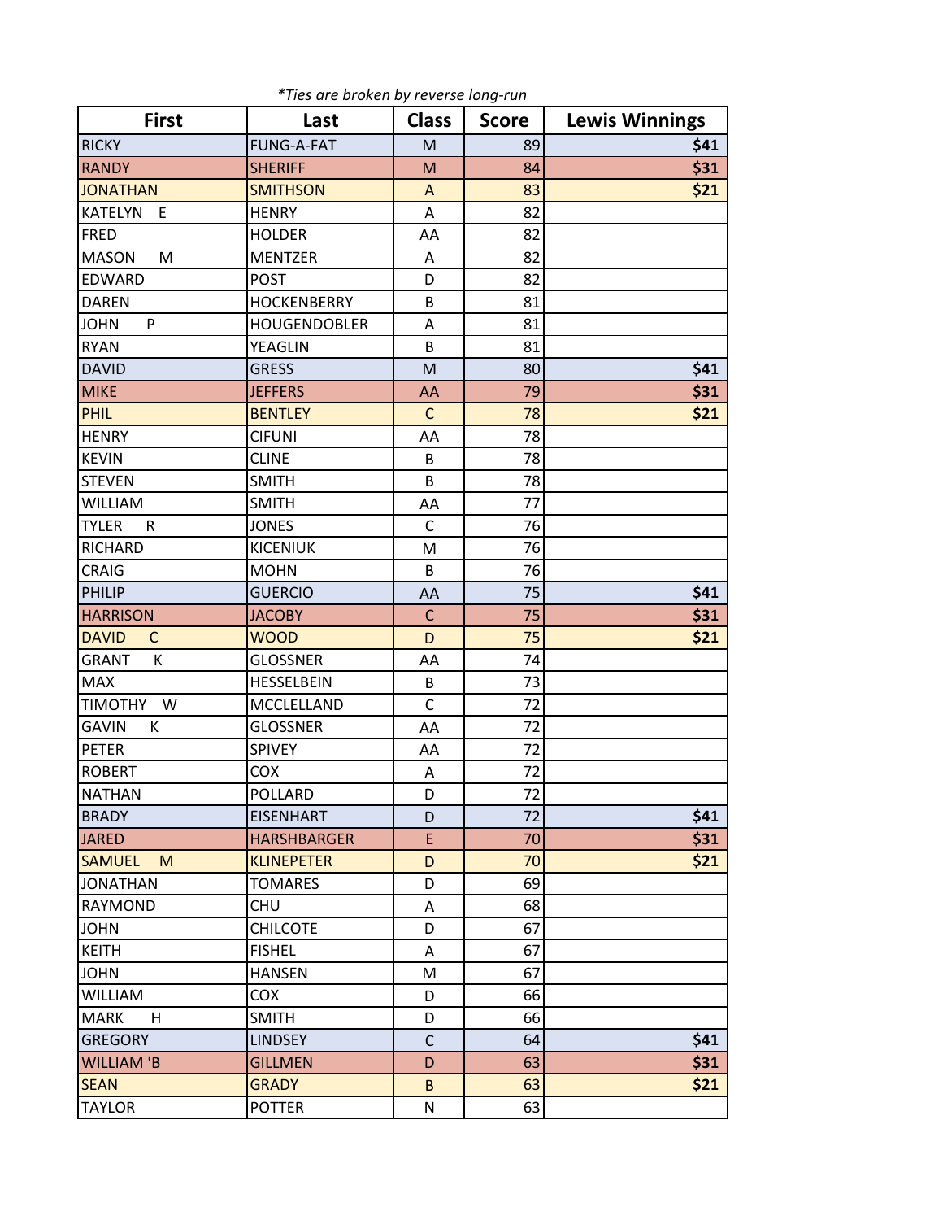*Ties are broken by reverse long-run

| First | Last | Class | Score | Lewis Winnings |
|---|---|---|---|---|
| RICKY | FUNG-A-FAT | M | 89 | $41 |
| RANDY | SHERIFF | M | 84 | $31 |
| JONATHAN | SMITHSON | A | 83 | $21 |
| KATELYN E | HENRY | A | 82 | |
| FRED | HOLDER | AA | 82 | |
| MASON M | MENTZER | A | 82 | |
| EDWARD | POST | D | 82 | |
| DAREN | HOCKENBERRY | B | 81 | |
| JOHN P | HOUGENDOBLER | A | 81 | |
| RYAN | YEAGLIN | B | 81 | |
| DAVID | GRESS | M | 80 | $41 |
| MIKE | JEFFERS | AA | 79 | $31 |
| PHIL | BENTLEY | C | 78 | $21 |
| HENRY | CIFUNI | AA | 78 | |
| KEVIN | CLINE | B | 78 | |
| STEVEN | SMITH | B | 78 | |
| WILLIAM | SMITH | AA | 77 | |
| TYLER R | JONES | C | 76 | |
| RICHARD | KICENIUK | M | 76 | |
| CRAIG | MOHN | B | 76 | |
| PHILIP | GUERCIO | AA | 75 | $41 |
| HARRISON | JACOBY | C | 75 | $31 |
| DAVID C | WOOD | D | 75 | $21 |
| GRANT K | GLOSSNER | AA | 74 | |
| MAX | HESSELBEIN | B | 73 | |
| TIMOTHY W | MCCLELLAND | C | 72 | |
| GAVIN K | GLOSSNER | AA | 72 | |
| PETER | SPIVEY | AA | 72 | |
| ROBERT | COX | A | 72 | |
| NATHAN | POLLARD | D | 72 | |
| BRADY | EISENHART | D | 72 | $41 |
| JARED | HARSHBARGER | E | 70 | $31 |
| SAMUEL M | KLINEPETER | D | 70 | $21 |
| JONATHAN | TOMARES | D | 69 | |
| RAYMOND | CHU | A | 68 | |
| JOHN | CHILCOTE | D | 67 | |
| KEITH | FISHEL | A | 67 | |
| JOHN | HANSEN | M | 67 | |
| WILLIAM | COX | D | 66 | |
| MARK H | SMITH | D | 66 | |
| GREGORY | LINDSEY | C | 64 | $41 |
| WILLIAM 'B | GILLMEN | D | 63 | $31 |
| SEAN | GRADY | B | 63 | $21 |
| TAYLOR | POTTER | N | 63 | |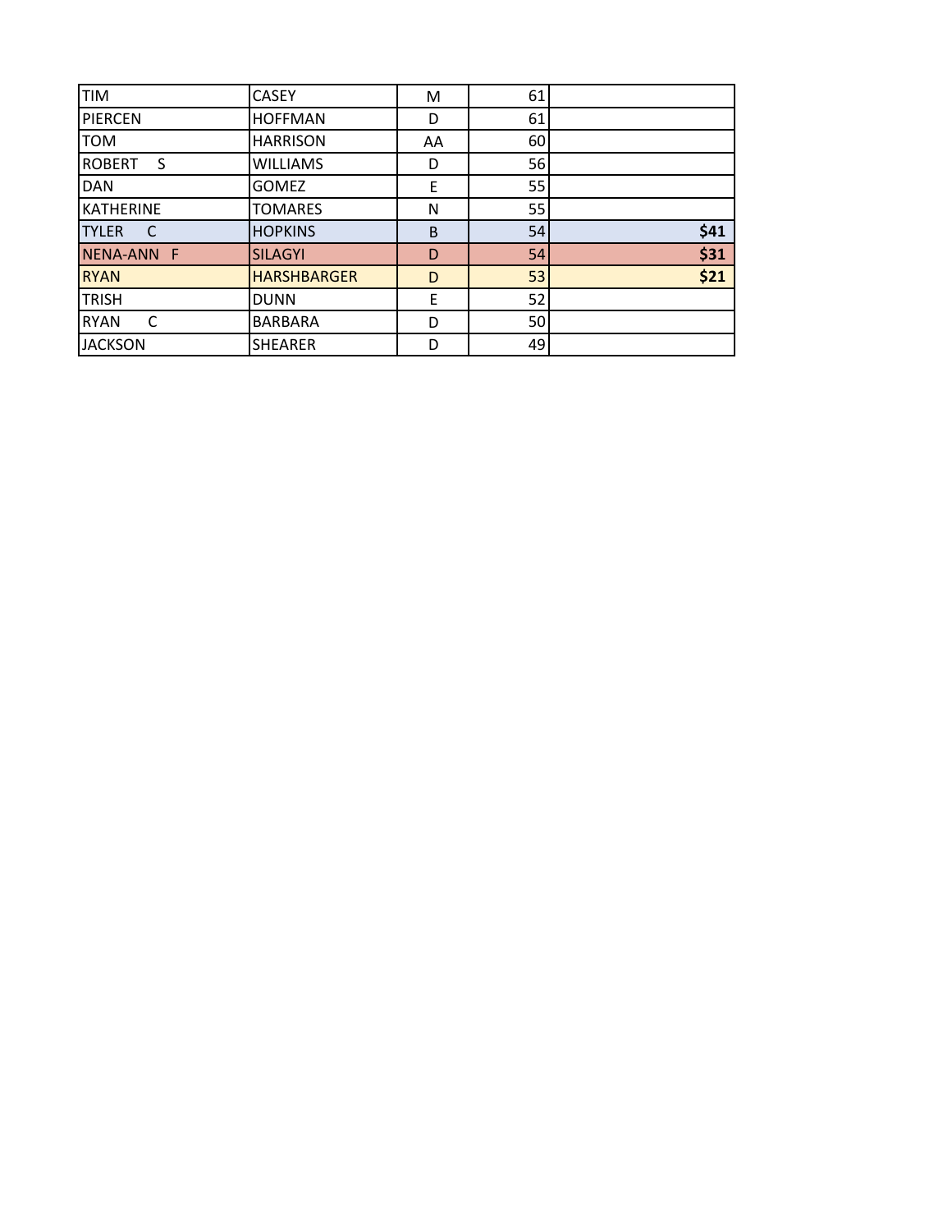| | | | | |
|---|---|---|---|---|
| TIM | CASEY | M | 61 | |
| PIERCEN | HOFFMAN | D | 61 | |
| TOM | HARRISON | AA | 60 | |
| ROBERT S | WILLIAMS | D | 56 | |
| DAN | GOMEZ | E | 55 | |
| KATHERINE | TOMARES | N | 55 | |
| TYLER C | HOPKINS | B | 54 | **$41** |
| NENA-ANN F | SILAGYI | D | 54 | **$31** |
| RYAN | HARSHBARGER | D | 53 | **$21** |
| TRISH | DUNN | E | 52 | |
| RYAN C | BARBARA | D | 50 | |
| JACKSON | SHEARER | D | 49 | |